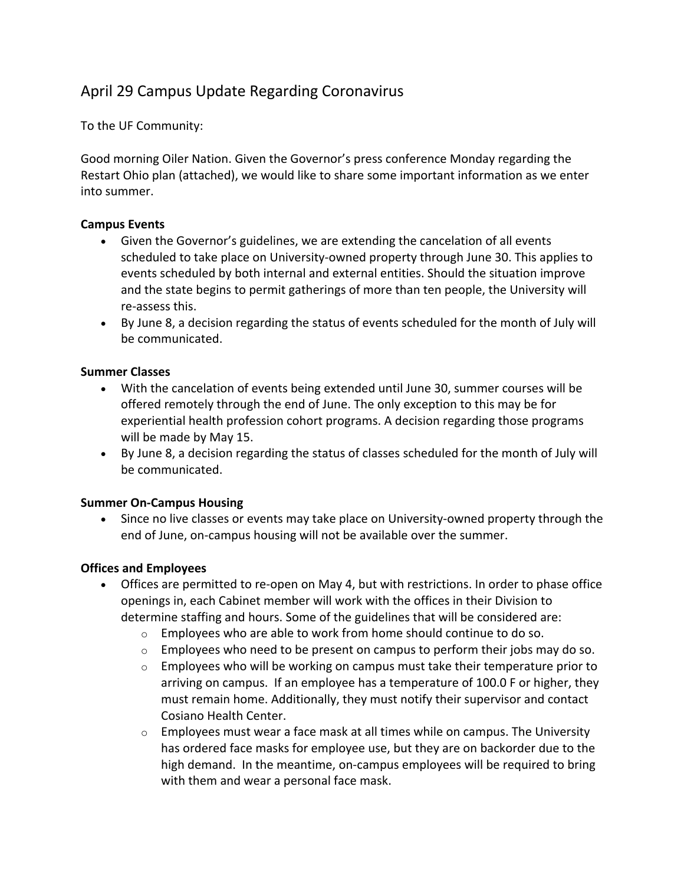# April 29 Campus Update Regarding Coronavirus

To the UF Community:

Good morning Oiler Nation. Given the Governor's press conference Monday regarding the Restart Ohio plan (attached), we would like to share some important information as we enter into summer.

**Campus Events**

- Given the Governor's guidelines, we are extending the cancelation of all events scheduled to take place on University-owned property through June 30. This applies to events scheduled by both internal and external entities. Should the situation improve and the state begins to permit gatherings of more than ten people, the University will re-assess this.
- By June 8, a decision regarding the status of events scheduled for the month of July will be communicated.

**Summer Classes**

- With the cancelation of events being extended until June 30, summer courses will be offered remotely through the end of June. The only exception to this may be for experiential health profession cohort programs. A decision regarding those programs will be made by May 15.
- By June 8, a decision regarding the status of classes scheduled for the month of July will be communicated.

**Summer On-Campus Housing**

- Since no live classes or events may take place on University-owned property through the end of June, on-campus housing will not be available over the summer.

**Offices and Employees**

- Offices are permitted to re-open on May 4, but with restrictions. In order to phase office openings in, each Cabinet member will work with the offices in their Division to determine staffing and hours. Some of the guidelines that will be considered are:
  - Employees who are able to work from home should continue to do so.
  - Employees who need to be present on campus to perform their jobs may do so.
  - Employees who will be working on campus must take their temperature prior to arriving on campus. If an employee has a temperature of 100.0 F or higher, they must remain home. Additionally, they must notify their supervisor and contact Cosiano Health Center.
  - Employees must wear a face mask at all times while on campus. The University has ordered face masks for employee use, but they are on backorder due to the high demand. In the meantime, on-campus employees will be required to bring with them and wear a personal face mask.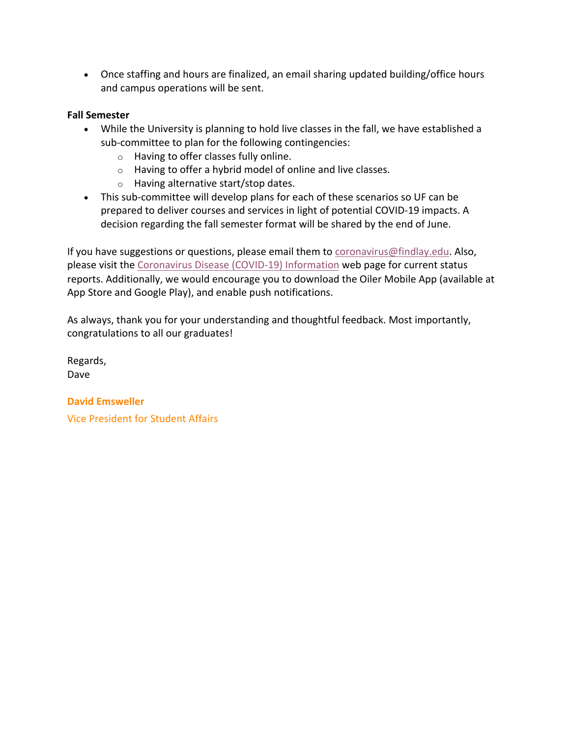- Once staffing and hours are finalized, an email sharing updated building/office hours and campus operations will be sent.

**Fall Semester**

- While the University is planning to hold live classes in the fall, we have established a sub-committee to plan for the following contingencies:
    - Having to offer classes fully online.
    - Having to offer a hybrid model of online and live classes.
    - Having alternative start/stop dates.
- This sub-committee will develop plans for each of these scenarios so UF can be prepared to deliver courses and services in light of potential COVID-19 impacts. A decision regarding the fall semester format will be shared by the end of June.

If you have suggestions or questions, please email them to coronavirus@findlay.edu. Also, please visit the Coronavirus Disease (COVID-19) Information web page for current status reports. Additionally, we would encourage you to download the Oiler Mobile App (available at App Store and Google Play), and enable push notifications.

As always, thank you for your understanding and thoughtful feedback. Most importantly, congratulations to all our graduates!

Regards,
Dave

**David Emsweller**
Vice President for Student Affairs